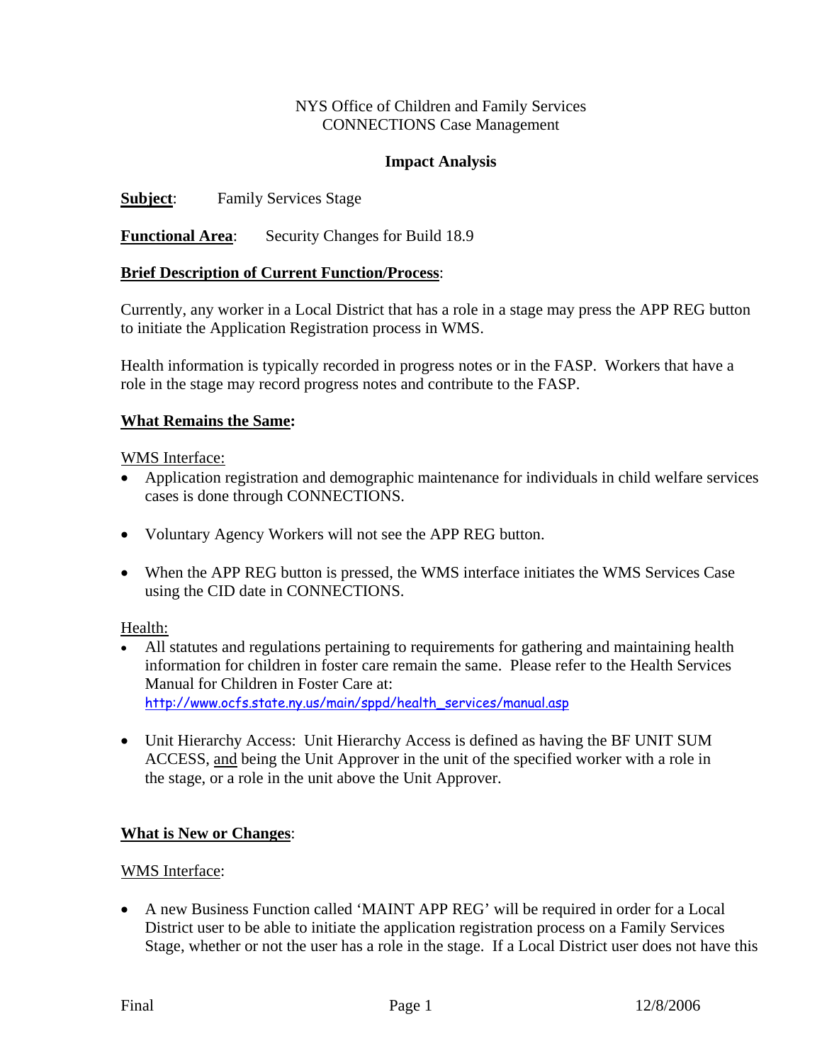NYS Office of Children and Family Services
CONNECTIONS Case Management

**Impact Analysis**

**Subject**: Family Services Stage

**Functional Area**: Security Changes for Build 18.9

**Brief Description of Current Function/Process**:

Currently, any worker in a Local District that has a role in a stage may press the APP REG button to initiate the Application Registration process in WMS.

Health information is typically recorded in progress notes or in the FASP. Workers that have a role in the stage may record progress notes and contribute to the FASP.

**What Remains the Same:**

WMS Interface:

- Application registration and demographic maintenance for individuals in child welfare services cases is done through CONNECTIONS.
- Voluntary Agency Workers will not see the APP REG button.
- When the APP REG button is pressed, the WMS interface initiates the WMS Services Case using the CID date in CONNECTIONS.

Health:

- All statutes and regulations pertaining to requirements for gathering and maintaining health information for children in foster care remain the same. Please refer to the Health Services Manual for Children in Foster Care at: http://www.ocfs.state.ny.us/main/sppd/health_services/manual.asp
- Unit Hierarchy Access: Unit Hierarchy Access is defined as having the BF UNIT SUM ACCESS, and being the Unit Approver in the unit of the specified worker with a role in the stage, or a role in the unit above the Unit Approver.

**What is New or Changes**:

WMS Interface:

- A new Business Function called 'MAINT APP REG' will be required in order for a Local District user to be able to initiate the application registration process on a Family Services Stage, whether or not the user has a role in the stage. If a Local District user does not have this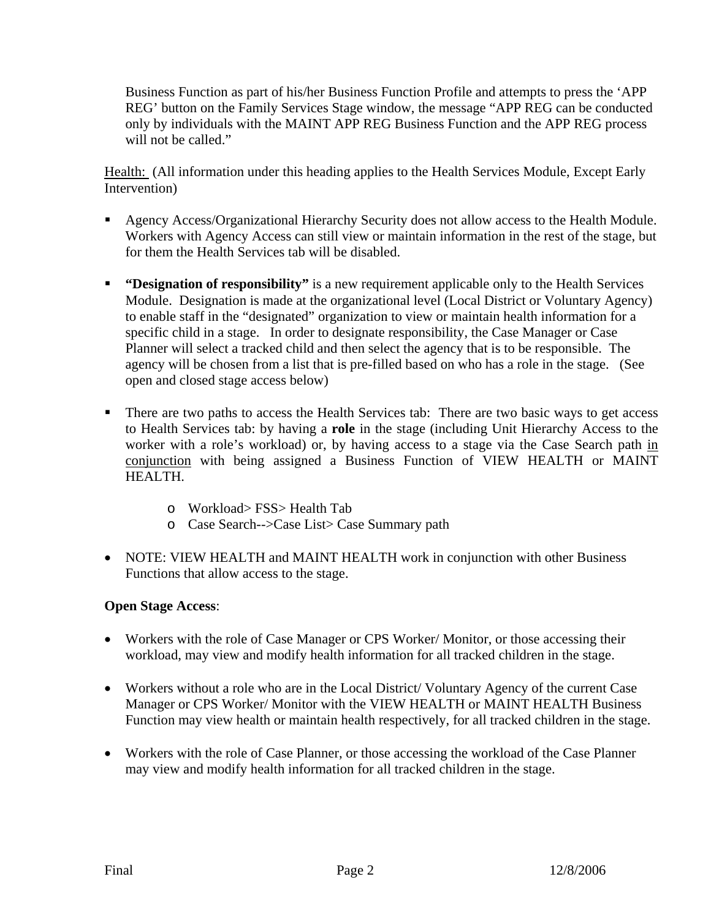Business Function as part of his/her Business Function Profile and attempts to press the 'APP REG' button on the Family Services Stage window, the message "APP REG can be conducted only by individuals with the MAINT APP REG Business Function and the APP REG process will not be called."

<u>Health:</u> (All information under this heading applies to the Health Services Module, Except Early Intervention)

- Agency Access/Organizational Hierarchy Security does not allow access to the Health Module. Workers with Agency Access can still view or maintain information in the rest of the stage, but for them the Health Services tab will be disabled.

- **"Designation of responsibility"** is a new requirement applicable only to the Health Services Module. Designation is made at the organizational level (Local District or Voluntary Agency) to enable staff in the "designated" organization to view or maintain health information for a specific child in a stage. In order to designate responsibility, the Case Manager or Case Planner will select a tracked child and then select the agency that is to be responsible. The agency will be chosen from a list that is pre-filled based on who has a role in the stage. (See open and closed stage access below)

- There are two paths to access the Health Services tab: There are two basic ways to get access to Health Services tab: by having a **role** in the stage (including Unit Hierarchy Access to the worker with a role's workload) or, by having access to a stage via the Case Search path <u>in conjunction</u> with being assigned a Business Function of VIEW HEALTH or MAINT HEALTH.
  - Workload> FSS> Health Tab
  - Case Search-->Case List> Case Summary path

- NOTE: VIEW HEALTH and MAINT HEALTH work in conjunction with other Business Functions that allow access to the stage.

**Open Stage Access**:

- Workers with the role of Case Manager or CPS Worker/ Monitor, or those accessing their workload, may view and modify health information for all tracked children in the stage.

- Workers without a role who are in the Local District/ Voluntary Agency of the current Case Manager or CPS Worker/ Monitor with the VIEW HEALTH or MAINT HEALTH Business Function may view health or maintain health respectively, for all tracked children in the stage.

- Workers with the role of Case Planner, or those accessing the workload of the Case Planner may view and modify health information for all tracked children in the stage.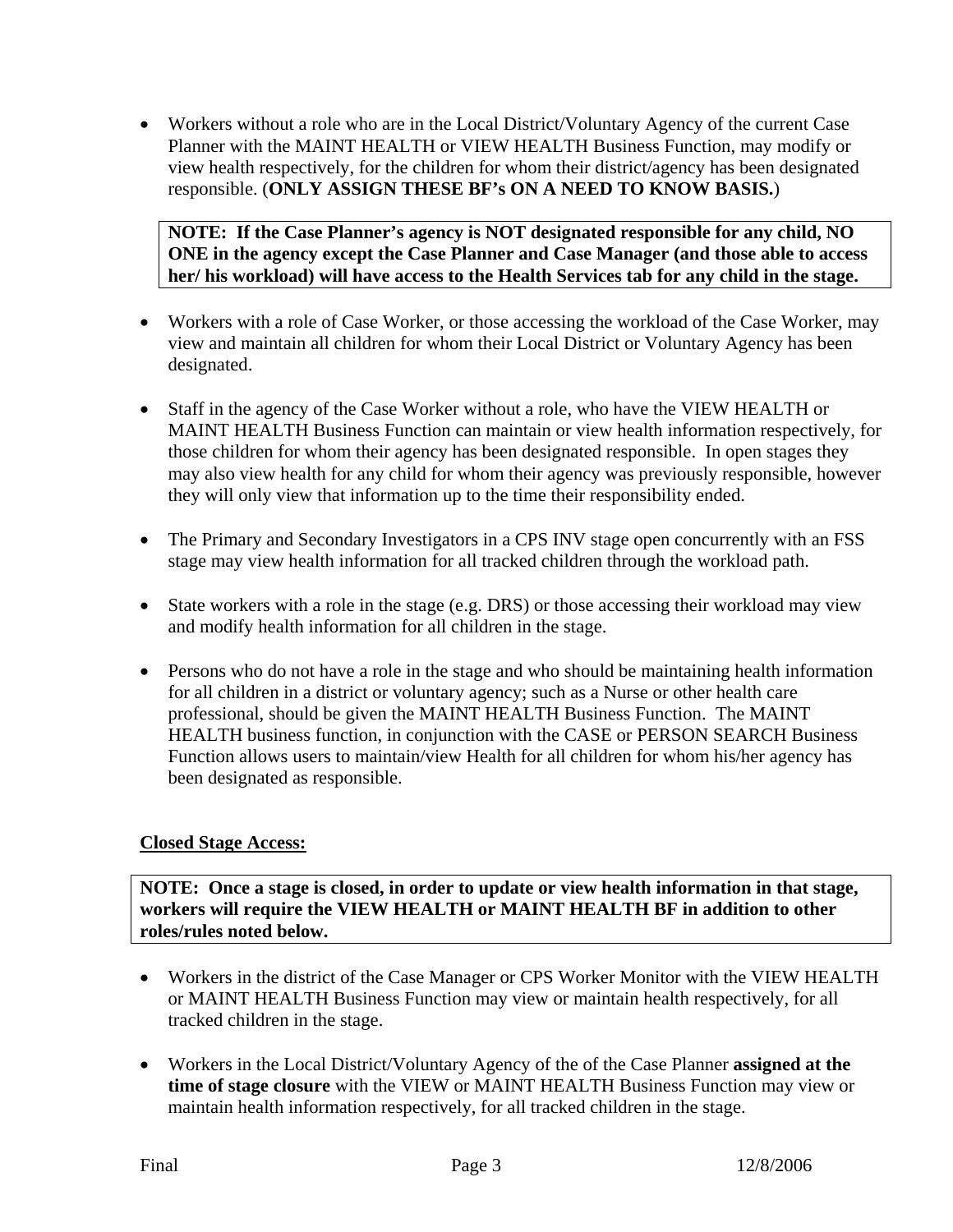- Workers without a role who are in the Local District/Voluntary Agency of the current Case Planner with the MAINT HEALTH or VIEW HEALTH Business Function, may modify or view health respectively, for the children for whom their district/agency has been designated responsible. (**ONLY ASSIGN THESE BF's ON A NEED TO KNOW BASIS.**)

> **NOTE: If the Case Planner's agency is NOT designated responsible for any child, NO ONE in the agency except the Case Planner and Case Manager (and those able to access her/ his workload) will have access to the Health Services tab for any child in the stage.**

- Workers with a role of Case Worker, or those accessing the workload of the Case Worker, may view and maintain all children for whom their Local District or Voluntary Agency has been designated.

- Staff in the agency of the Case Worker without a role, who have the VIEW HEALTH or MAINT HEALTH Business Function can maintain or view health information respectively, for those children for whom their agency has been designated responsible. In open stages they may also view health for any child for whom their agency was previously responsible, however they will only view that information up to the time their responsibility ended.

- The Primary and Secondary Investigators in a CPS INV stage open concurrently with an FSS stage may view health information for all tracked children through the workload path.

- State workers with a role in the stage (e.g. DRS) or those accessing their workload may view and modify health information for all children in the stage.

- Persons who do not have a role in the stage and who should be maintaining health information for all children in a district or voluntary agency; such as a Nurse or other health care professional, should be given the MAINT HEALTH Business Function. The MAINT HEALTH business function, in conjunction with the CASE or PERSON SEARCH Business Function allows users to maintain/view Health for all children for whom his/her agency has been designated as responsible.

<u>**Closed Stage Access:**</u>

> **NOTE: Once a stage is closed, in order to update or view health information in that stage, workers will require the VIEW HEALTH or MAINT HEALTH BF in addition to other roles/rules noted below.**

- Workers in the district of the Case Manager or CPS Worker Monitor with the VIEW HEALTH or MAINT HEALTH Business Function may view or maintain health respectively, for all tracked children in the stage.

- Workers in the Local District/Voluntary Agency of the of the Case Planner **assigned at the time of stage closure** with the VIEW or MAINT HEALTH Business Function may view or maintain health information respectively, for all tracked children in the stage.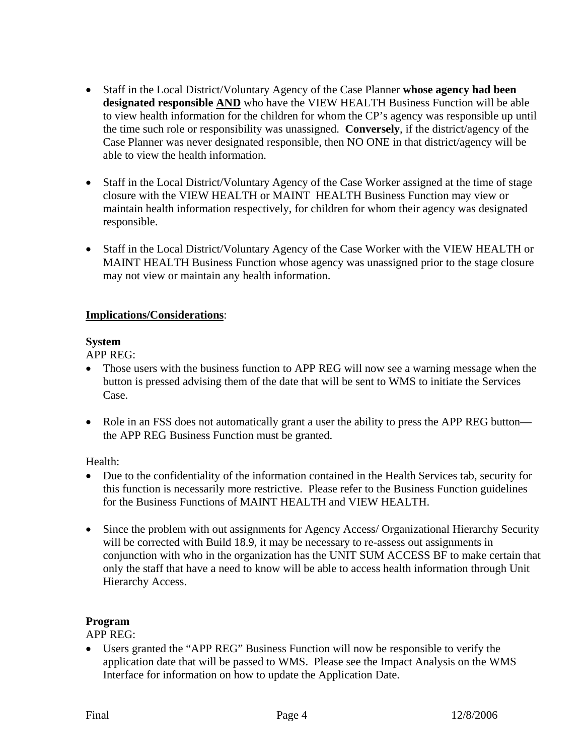- Staff in the Local District/Voluntary Agency of the Case Planner **whose agency had been designated responsible <u>AND</u>** who have the VIEW HEALTH Business Function will be able to view health information for the children for whom the CP's agency was responsible up until the time such role or responsibility was unassigned. **Conversely**, if the district/agency of the Case Planner was never designated responsible, then NO ONE in that district/agency will be able to view the health information.

- Staff in the Local District/Voluntary Agency of the Case Worker assigned at the time of stage closure with the VIEW HEALTH or MAINT HEALTH Business Function may view or maintain health information respectively, for children for whom their agency was designated responsible.

- Staff in the Local District/Voluntary Agency of the Case Worker with the VIEW HEALTH or MAINT HEALTH Business Function whose agency was unassigned prior to the stage closure may not view or maintain any health information.

**<u>Implications/Considerations</u>**:

**System**

APP REG:

- Those users with the business function to APP REG will now see a warning message when the button is pressed advising them of the date that will be sent to WMS to initiate the Services Case.

- Role in an FSS does not automatically grant a user the ability to press the APP REG button—the APP REG Business Function must be granted.

Health:

- Due to the confidentiality of the information contained in the Health Services tab, security for this function is necessarily more restrictive. Please refer to the Business Function guidelines for the Business Functions of MAINT HEALTH and VIEW HEALTH.

- Since the problem with out assignments for Agency Access/ Organizational Hierarchy Security will be corrected with Build 18.9, it may be necessary to re-assess out assignments in conjunction with who in the organization has the UNIT SUM ACCESS BF to make certain that only the staff that have a need to know will be able to access health information through Unit Hierarchy Access.

**Program**

APP REG:

- Users granted the "APP REG" Business Function will now be responsible to verify the application date that will be passed to WMS. Please see the Impact Analysis on the WMS Interface for information on how to update the Application Date.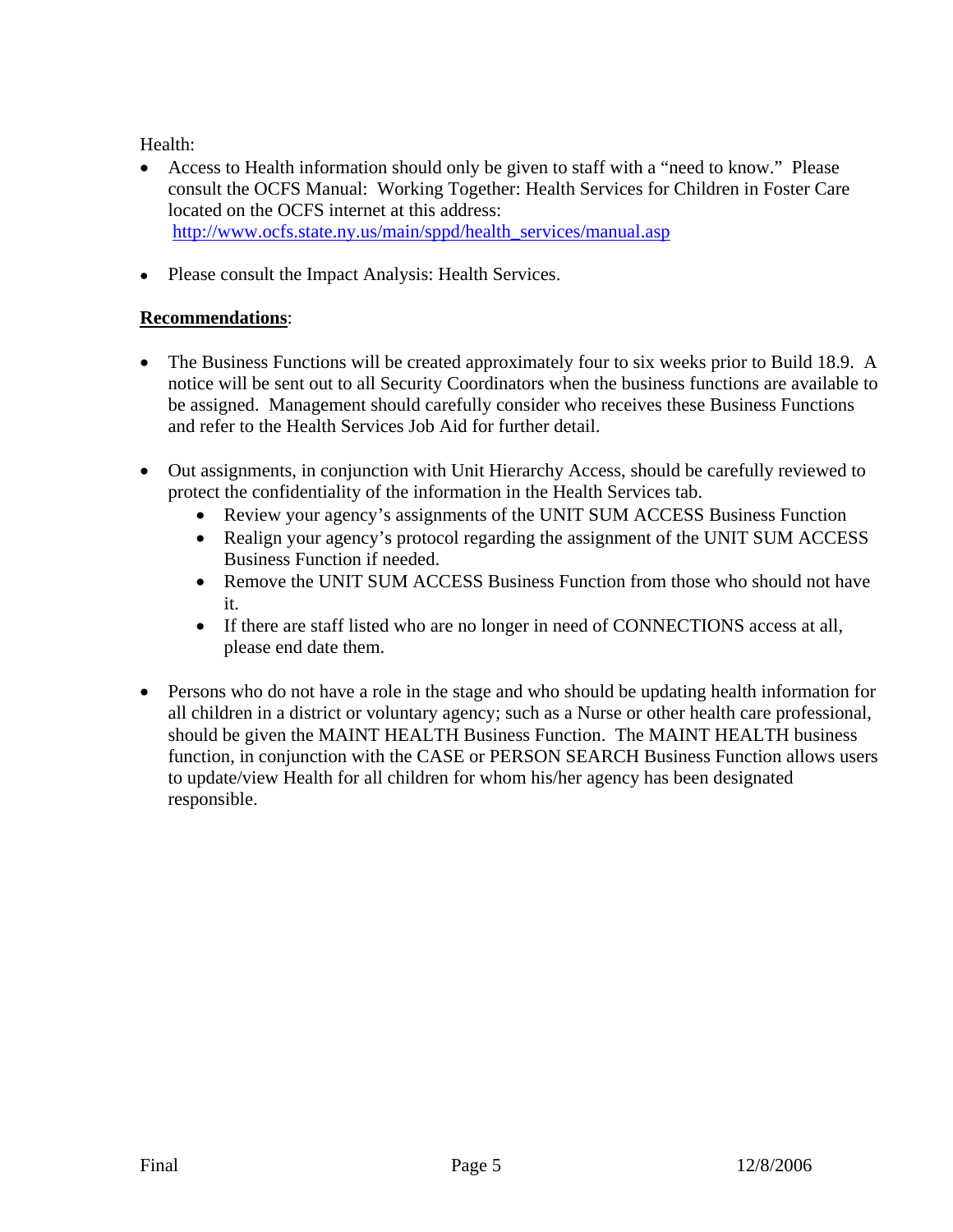Health:

- Access to Health information should only be given to staff with a "need to know." Please consult the OCFS Manual: Working Together: Health Services for Children in Foster Care located on the OCFS internet at this address: http://www.ocfs.state.ny.us/main/sppd/health_services/manual.asp

- Please consult the Impact Analysis: Health Services.

**Recommendations**:

- The Business Functions will be created approximately four to six weeks prior to Build 18.9. A notice will be sent out to all Security Coordinators when the business functions are available to be assigned. Management should carefully consider who receives these Business Functions and refer to the Health Services Job Aid for further detail.

- Out assignments, in conjunction with Unit Hierarchy Access, should be carefully reviewed to protect the confidentiality of the information in the Health Services tab.
  - Review your agency's assignments of the UNIT SUM ACCESS Business Function
  - Realign your agency's protocol regarding the assignment of the UNIT SUM ACCESS Business Function if needed.
  - Remove the UNIT SUM ACCESS Business Function from those who should not have it.
  - If there are staff listed who are no longer in need of CONNECTIONS access at all, please end date them.

- Persons who do not have a role in the stage and who should be updating health information for all children in a district or voluntary agency; such as a Nurse or other health care professional, should be given the MAINT HEALTH Business Function. The MAINT HEALTH business function, in conjunction with the CASE or PERSON SEARCH Business Function allows users to update/view Health for all children for whom his/her agency has been designated responsible.